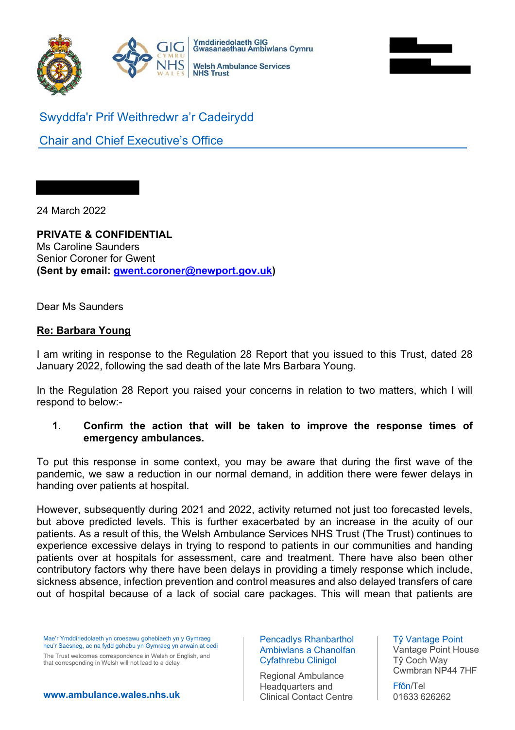Ymddiriedolaeth GIG Gwasanaethau Ambiwlans Cymru

Welsh Ambulance Services NHS Trust

Swyddfa'r Prif Weithredwr a'r Cadeirydd

Chair and Chief Executive's Office

24 March 2022

**PRIVATE & CONFIDENTIAL**
Ms Caroline Saunders
Senior Coroner for Gwent
**(Sent by email: gwent.coroner@newport.gov.uk)**

Dear Ms Saunders

**Re: Barbara Young**

I am writing in response to the Regulation 28 Report that you issued to this Trust, dated 28 January 2022, following the sad death of the late Mrs Barbara Young.

In the Regulation 28 Report you raised your concerns in relation to two matters, which I will respond to below:-

1. **Confirm the action that will be taken to improve the response times of emergency ambulances.**

To put this response in some context, you may be aware that during the first wave of the pandemic, we saw a reduction in our normal demand, in addition there were fewer delays in handing over patients at hospital.

However, subsequently during 2021 and 2022, activity returned not just too forecasted levels, but above predicted levels. This is further exacerbated by an increase in the acuity of our patients. As a result of this, the Welsh Ambulance Services NHS Trust (The Trust) continues to experience excessive delays in trying to respond to patients in our communities and handing patients over at hospitals for assessment, care and treatment. There have also been other contributory factors why there have been delays in providing a timely response which include, sickness absence, infection prevention and control measures and also delayed transfers of care out of hospital because of a lack of social care packages. This will mean that patients are

Mae'r Ymddiriedolaeth yn croesawu gohebiaeth yn y Gymraeg neu'r Saesneg, ac na fydd gohebu yn Gymraeg yn arwain at oedi

The Trust welcomes correspondence in Welsh or English, and that corresponding in Welsh will not lead to a delay

www.ambulance.wales.nhs.uk

Pencadlys Rhanbarthol Ambiwlans a Chanolfan Cyfathrebu Clinigol

Regional Ambulance Headquarters and Clinical Contact Centre

Tŷ Vantage Point
Vantage Point House
Tŷ Coch Way
Cwmbran NP44 7HF

Ffôn/Tel
01633 626262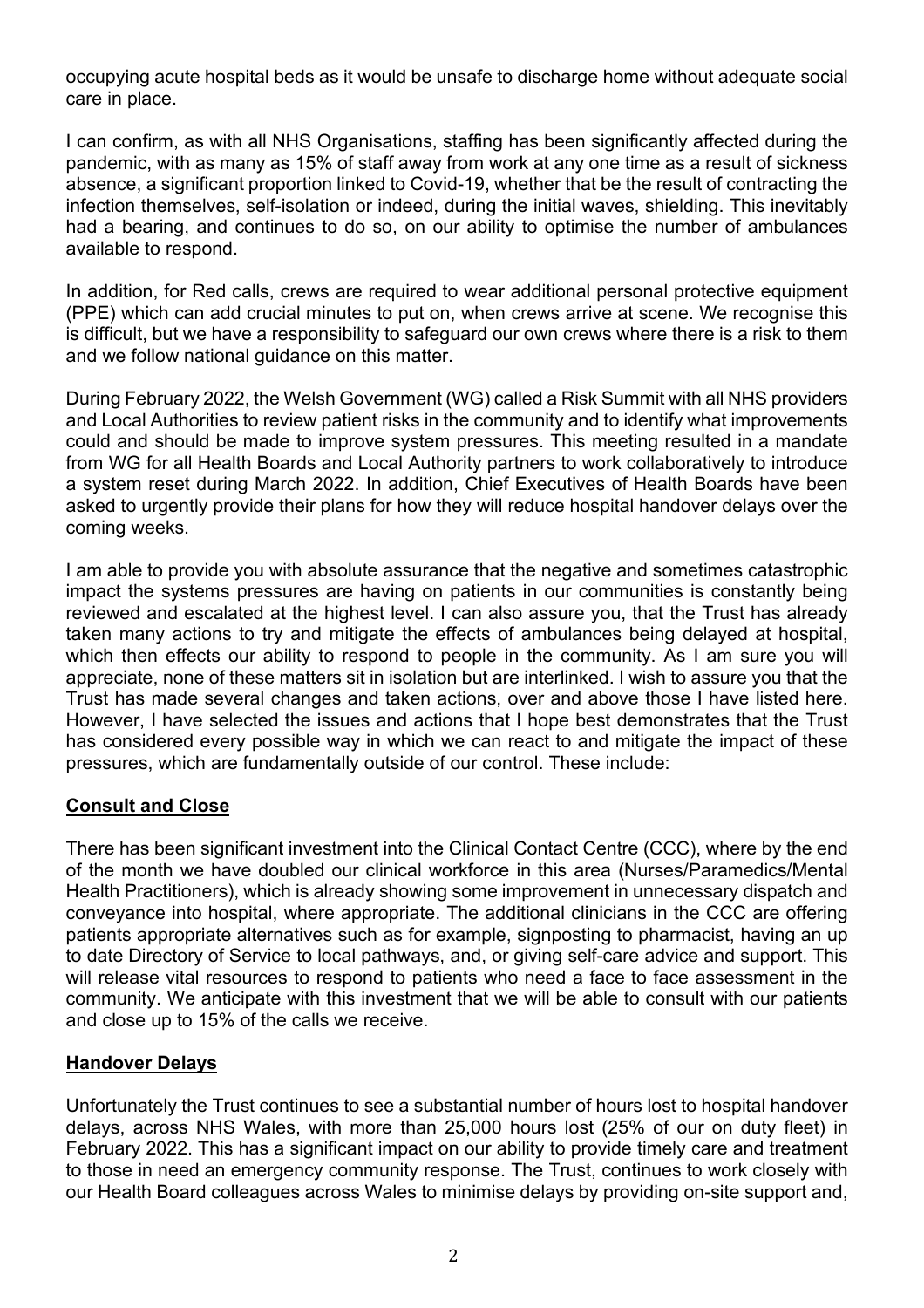occupying acute hospital beds as it would be unsafe to discharge home without adequate social care in place.

I can confirm, as with all NHS Organisations, staffing has been significantly affected during the pandemic, with as many as 15% of staff away from work at any one time as a result of sickness absence, a significant proportion linked to Covid-19, whether that be the result of contracting the infection themselves, self-isolation or indeed, during the initial waves, shielding. This inevitably had a bearing, and continues to do so, on our ability to optimise the number of ambulances available to respond.

In addition, for Red calls, crews are required to wear additional personal protective equipment (PPE) which can add crucial minutes to put on, when crews arrive at scene. We recognise this is difficult, but we have a responsibility to safeguard our own crews where there is a risk to them and we follow national guidance on this matter.

During February 2022, the Welsh Government (WG) called a Risk Summit with all NHS providers and Local Authorities to review patient risks in the community and to identify what improvements could and should be made to improve system pressures. This meeting resulted in a mandate from WG for all Health Boards and Local Authority partners to work collaboratively to introduce a system reset during March 2022. In addition, Chief Executives of Health Boards have been asked to urgently provide their plans for how they will reduce hospital handover delays over the coming weeks.

I am able to provide you with absolute assurance that the negative and sometimes catastrophic impact the systems pressures are having on patients in our communities is constantly being reviewed and escalated at the highest level. I can also assure you, that the Trust has already taken many actions to try and mitigate the effects of ambulances being delayed at hospital, which then effects our ability to respond to people in the community. As I am sure you will appreciate, none of these matters sit in isolation but are interlinked. I wish to assure you that the Trust has made several changes and taken actions, over and above those I have listed here. However, I have selected the issues and actions that I hope best demonstrates that the Trust has considered every possible way in which we can react to and mitigate the impact of these pressures, which are fundamentally outside of our control. These include:

**Consult and Close**

There has been significant investment into the Clinical Contact Centre (CCC), where by the end of the month we have doubled our clinical workforce in this area (Nurses/Paramedics/Mental Health Practitioners), which is already showing some improvement in unnecessary dispatch and conveyance into hospital, where appropriate. The additional clinicians in the CCC are offering patients appropriate alternatives such as for example, signposting to pharmacist, having an up to date Directory of Service to local pathways, and, or giving self-care advice and support. This will release vital resources to respond to patients who need a face to face assessment in the community. We anticipate with this investment that we will be able to consult with our patients and close up to 15% of the calls we receive.

**Handover Delays**

Unfortunately the Trust continues to see a substantial number of hours lost to hospital handover delays, across NHS Wales, with more than 25,000 hours lost (25% of our on duty fleet) in February 2022. This has a significant impact on our ability to provide timely care and treatment to those in need an emergency community response. The Trust, continues to work closely with our Health Board colleagues across Wales to minimise delays by providing on-site support and,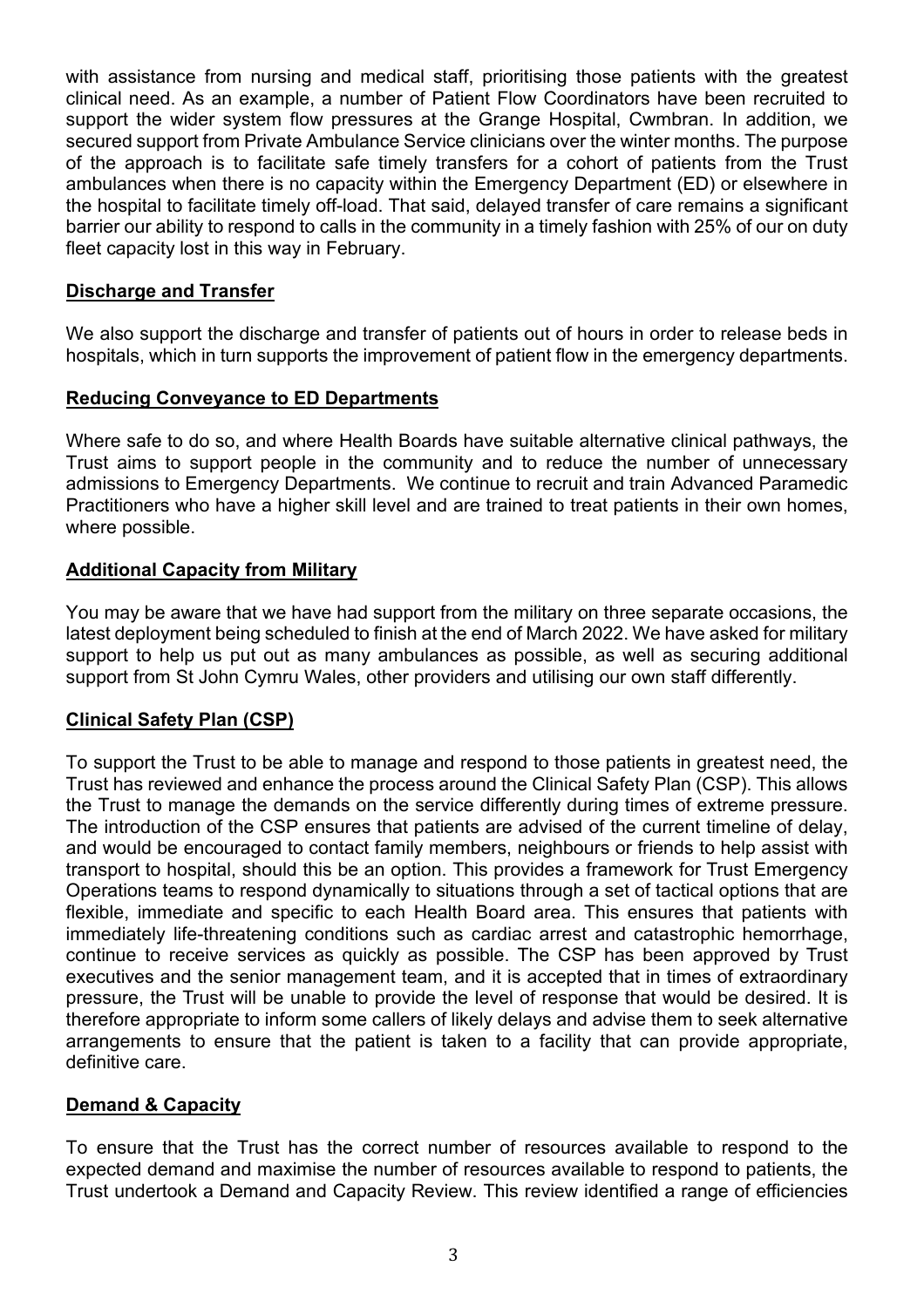with assistance from nursing and medical staff, prioritising those patients with the greatest clinical need. As an example, a number of Patient Flow Coordinators have been recruited to support the wider system flow pressures at the Grange Hospital, Cwmbran. In addition, we secured support from Private Ambulance Service clinicians over the winter months. The purpose of the approach is to facilitate safe timely transfers for a cohort of patients from the Trust ambulances when there is no capacity within the Emergency Department (ED) or elsewhere in the hospital to facilitate timely off-load. That said, delayed transfer of care remains a significant barrier our ability to respond to calls in the community in a timely fashion with 25% of our on duty fleet capacity lost in this way in February.

## Discharge and Transfer

We also support the discharge and transfer of patients out of hours in order to release beds in hospitals, which in turn supports the improvement of patient flow in the emergency departments.

## Reducing Conveyance to ED Departments

Where safe to do so, and where Health Boards have suitable alternative clinical pathways, the Trust aims to support people in the community and to reduce the number of unnecessary admissions to Emergency Departments. We continue to recruit and train Advanced Paramedic Practitioners who have a higher skill level and are trained to treat patients in their own homes, where possible.

## Additional Capacity from Military

You may be aware that we have had support from the military on three separate occasions, the latest deployment being scheduled to finish at the end of March 2022. We have asked for military support to help us put out as many ambulances as possible, as well as securing additional support from St John Cymru Wales, other providers and utilising our own staff differently.

## Clinical Safety Plan (CSP)

To support the Trust to be able to manage and respond to those patients in greatest need, the Trust has reviewed and enhance the process around the Clinical Safety Plan (CSP). This allows the Trust to manage the demands on the service differently during times of extreme pressure. The introduction of the CSP ensures that patients are advised of the current timeline of delay, and would be encouraged to contact family members, neighbours or friends to help assist with transport to hospital, should this be an option. This provides a framework for Trust Emergency Operations teams to respond dynamically to situations through a set of tactical options that are flexible, immediate and specific to each Health Board area. This ensures that patients with immediately life-threatening conditions such as cardiac arrest and catastrophic hemorrhage, continue to receive services as quickly as possible. The CSP has been approved by Trust executives and the senior management team, and it is accepted that in times of extraordinary pressure, the Trust will be unable to provide the level of response that would be desired. It is therefore appropriate to inform some callers of likely delays and advise them to seek alternative arrangements to ensure that the patient is taken to a facility that can provide appropriate, definitive care.

## Demand & Capacity

To ensure that the Trust has the correct number of resources available to respond to the expected demand and maximise the number of resources available to respond to patients, the Trust undertook a Demand and Capacity Review. This review identified a range of efficiencies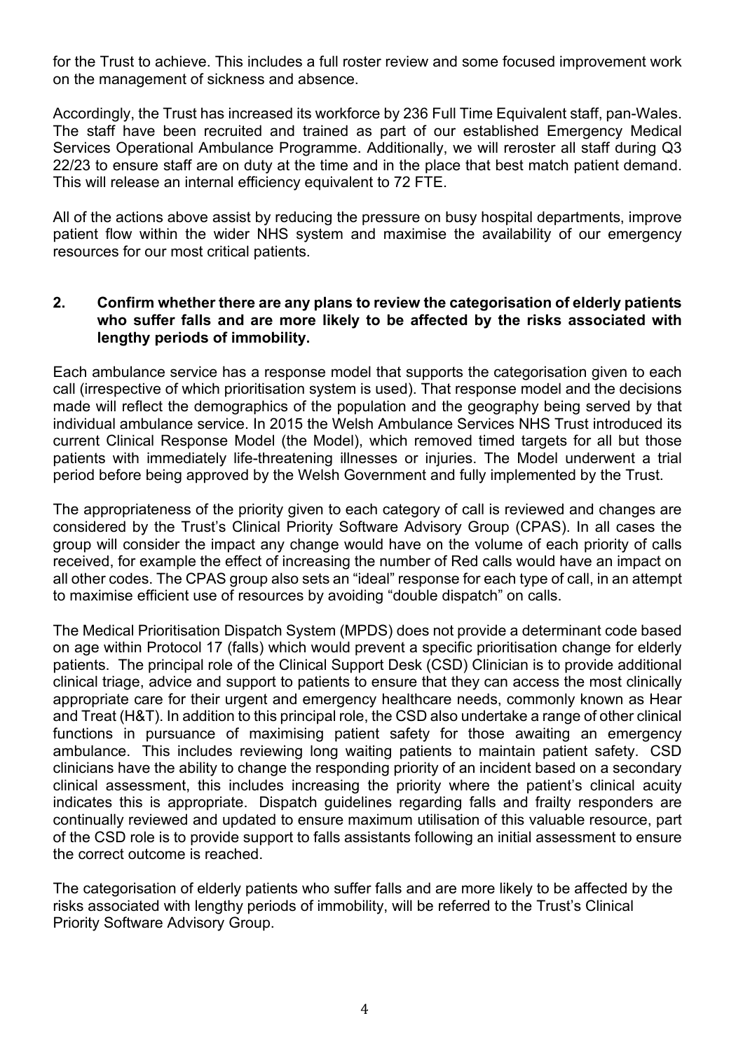for the Trust to achieve. This includes a full roster review and some focused improvement work on the management of sickness and absence.

Accordingly, the Trust has increased its workforce by 236 Full Time Equivalent staff, pan-Wales. The staff have been recruited and trained as part of our established Emergency Medical Services Operational Ambulance Programme. Additionally, we will reroster all staff during Q3 22/23 to ensure staff are on duty at the time and in the place that best match patient demand. This will release an internal efficiency equivalent to 72 FTE.

All of the actions above assist by reducing the pressure on busy hospital departments, improve patient flow within the wider NHS system and maximise the availability of our emergency resources for our most critical patients.

**2. Confirm whether there are any plans to review the categorisation of elderly patients who suffer falls and are more likely to be affected by the risks associated with lengthy periods of immobility.**

Each ambulance service has a response model that supports the categorisation given to each call (irrespective of which prioritisation system is used). That response model and the decisions made will reflect the demographics of the population and the geography being served by that individual ambulance service. In 2015 the Welsh Ambulance Services NHS Trust introduced its current Clinical Response Model (the Model), which removed timed targets for all but those patients with immediately life-threatening illnesses or injuries. The Model underwent a trial period before being approved by the Welsh Government and fully implemented by the Trust.

The appropriateness of the priority given to each category of call is reviewed and changes are considered by the Trust's Clinical Priority Software Advisory Group (CPAS). In all cases the group will consider the impact any change would have on the volume of each priority of calls received, for example the effect of increasing the number of Red calls would have an impact on all other codes. The CPAS group also sets an "ideal" response for each type of call, in an attempt to maximise efficient use of resources by avoiding "double dispatch" on calls.

The Medical Prioritisation Dispatch System (MPDS) does not provide a determinant code based on age within Protocol 17 (falls) which would prevent a specific prioritisation change for elderly patients. The principal role of the Clinical Support Desk (CSD) Clinician is to provide additional clinical triage, advice and support to patients to ensure that they can access the most clinically appropriate care for their urgent and emergency healthcare needs, commonly known as Hear and Treat (H&T). In addition to this principal role, the CSD also undertake a range of other clinical functions in pursuance of maximising patient safety for those awaiting an emergency ambulance. This includes reviewing long waiting patients to maintain patient safety. CSD clinicians have the ability to change the responding priority of an incident based on a secondary clinical assessment, this includes increasing the priority where the patient's clinical acuity indicates this is appropriate. Dispatch guidelines regarding falls and frailty responders are continually reviewed and updated to ensure maximum utilisation of this valuable resource, part of the CSD role is to provide support to falls assistants following an initial assessment to ensure the correct outcome is reached.

The categorisation of elderly patients who suffer falls and are more likely to be affected by the risks associated with lengthy periods of immobility, will be referred to the Trust's Clinical Priority Software Advisory Group.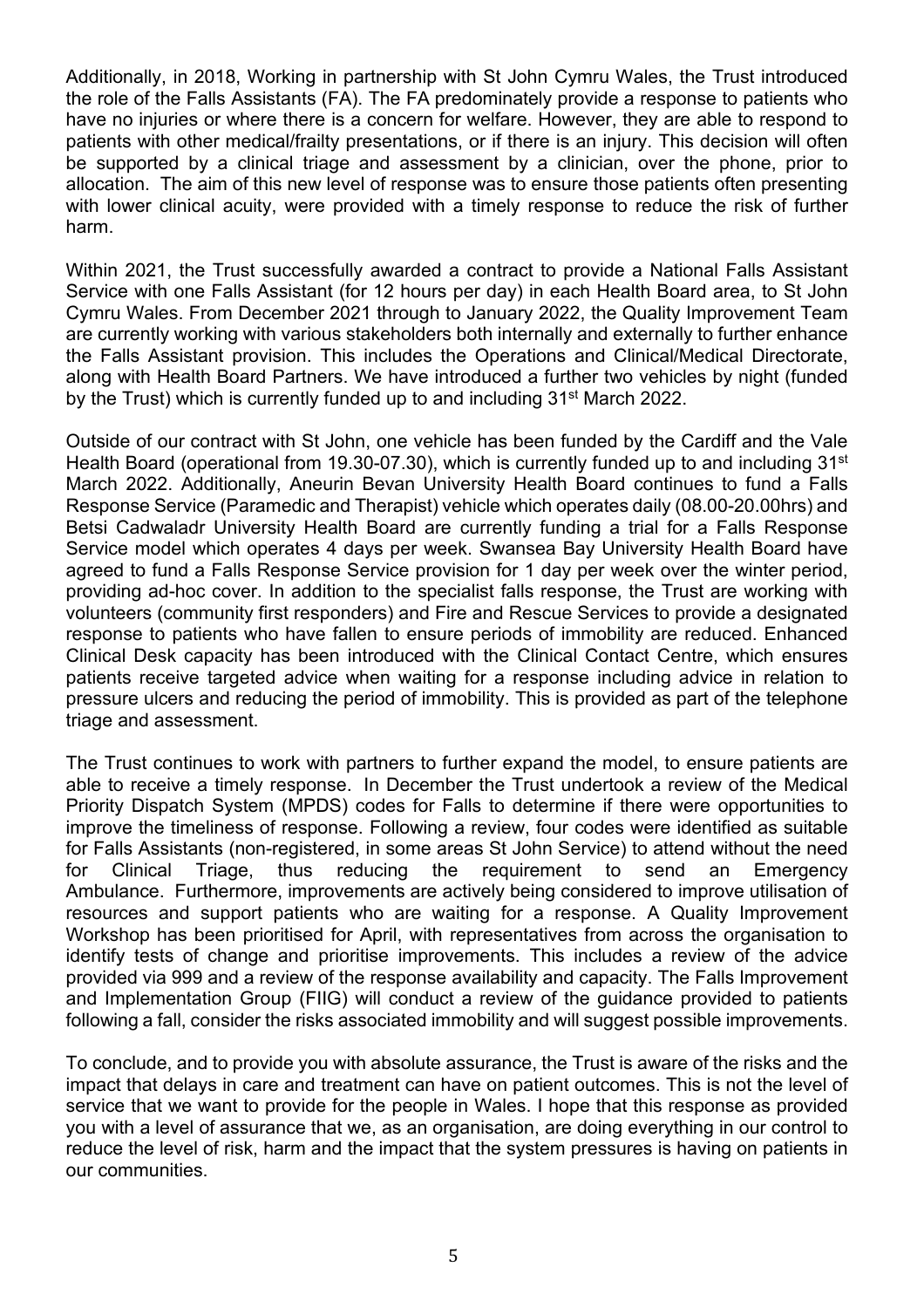Additionally, in 2018, Working in partnership with St John Cymru Wales, the Trust introduced the role of the Falls Assistants (FA). The FA predominately provide a response to patients who have no injuries or where there is a concern for welfare. However, they are able to respond to patients with other medical/frailty presentations, or if there is an injury. This decision will often be supported by a clinical triage and assessment by a clinician, over the phone, prior to allocation. The aim of this new level of response was to ensure those patients often presenting with lower clinical acuity, were provided with a timely response to reduce the risk of further harm.

Within 2021, the Trust successfully awarded a contract to provide a National Falls Assistant Service with one Falls Assistant (for 12 hours per day) in each Health Board area, to St John Cymru Wales. From December 2021 through to January 2022, the Quality Improvement Team are currently working with various stakeholders both internally and externally to further enhance the Falls Assistant provision. This includes the Operations and Clinical/Medical Directorate, along with Health Board Partners. We have introduced a further two vehicles by night (funded by the Trust) which is currently funded up to and including 31st March 2022.

Outside of our contract with St John, one vehicle has been funded by the Cardiff and the Vale Health Board (operational from 19.30-07.30), which is currently funded up to and including 31st March 2022. Additionally, Aneurin Bevan University Health Board continues to fund a Falls Response Service (Paramedic and Therapist) vehicle which operates daily (08.00-20.00hrs) and Betsi Cadwaladr University Health Board are currently funding a trial for a Falls Response Service model which operates 4 days per week. Swansea Bay University Health Board have agreed to fund a Falls Response Service provision for 1 day per week over the winter period, providing ad-hoc cover. In addition to the specialist falls response, the Trust are working with volunteers (community first responders) and Fire and Rescue Services to provide a designated response to patients who have fallen to ensure periods of immobility are reduced. Enhanced Clinical Desk capacity has been introduced with the Clinical Contact Centre, which ensures patients receive targeted advice when waiting for a response including advice in relation to pressure ulcers and reducing the period of immobility. This is provided as part of the telephone triage and assessment.

The Trust continues to work with partners to further expand the model, to ensure patients are able to receive a timely response. In December the Trust undertook a review of the Medical Priority Dispatch System (MPDS) codes for Falls to determine if there were opportunities to improve the timeliness of response. Following a review, four codes were identified as suitable for Falls Assistants (non-registered, in some areas St John Service) to attend without the need for Clinical Triage, thus reducing the requirement to send an Emergency Ambulance. Furthermore, improvements are actively being considered to improve utilisation of resources and support patients who are waiting for a response. A Quality Improvement Workshop has been prioritised for April, with representatives from across the organisation to identify tests of change and prioritise improvements. This includes a review of the advice provided via 999 and a review of the response availability and capacity. The Falls Improvement and Implementation Group (FIIG) will conduct a review of the guidance provided to patients following a fall, consider the risks associated immobility and will suggest possible improvements.

To conclude, and to provide you with absolute assurance, the Trust is aware of the risks and the impact that delays in care and treatment can have on patient outcomes. This is not the level of service that we want to provide for the people in Wales. I hope that this response as provided you with a level of assurance that we, as an organisation, are doing everything in our control to reduce the level of risk, harm and the impact that the system pressures is having on patients in our communities.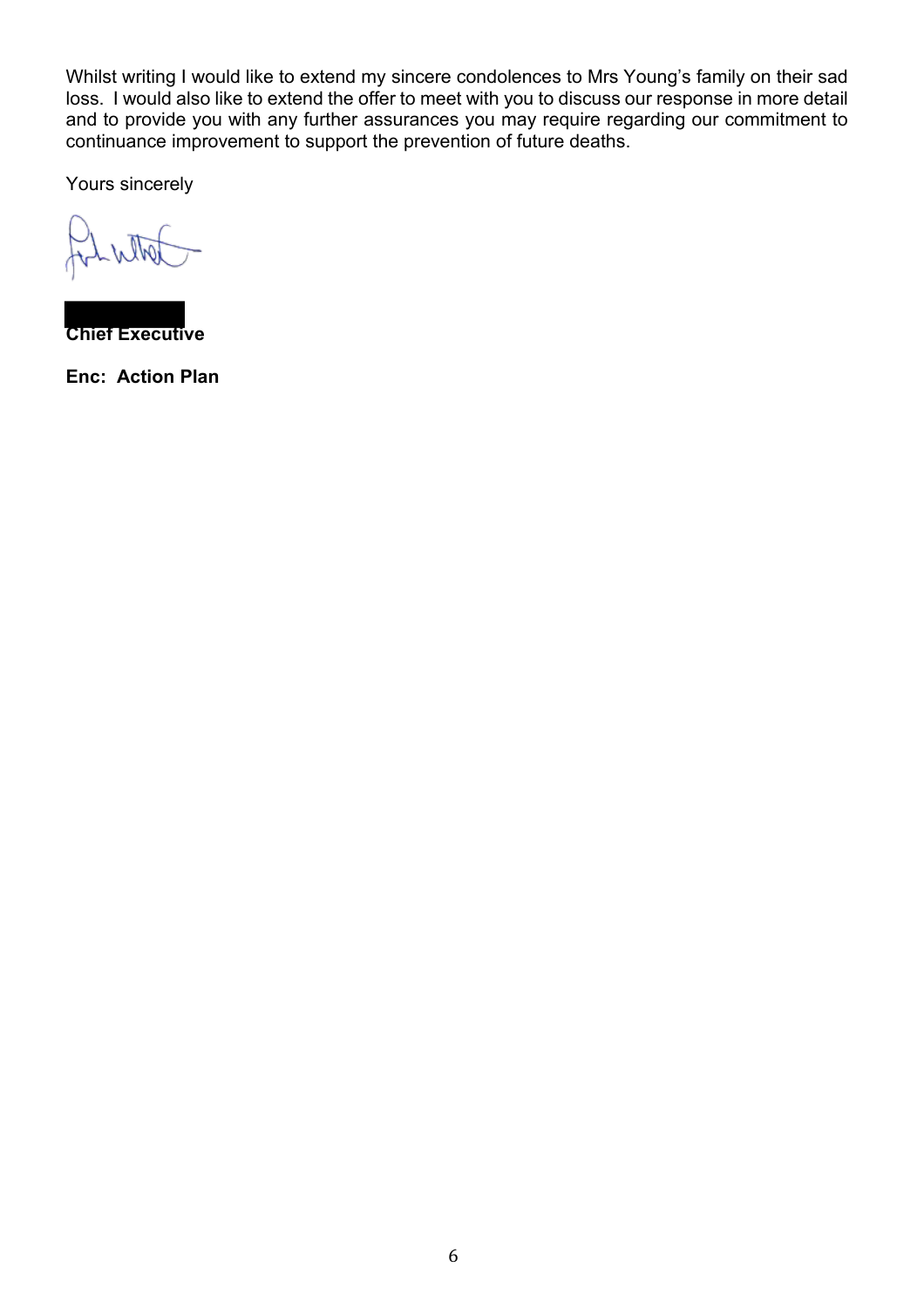Whilst writing I would like to extend my sincere condolences to Mrs Young's family on their sad loss. I would also like to extend the offer to meet with you to discuss our response in more detail and to provide you with any further assurances you may require regarding our commitment to continuance improvement to support the prevention of future deaths.

Yours sincerely

**Chief Executive**

**Enc: Action Plan**